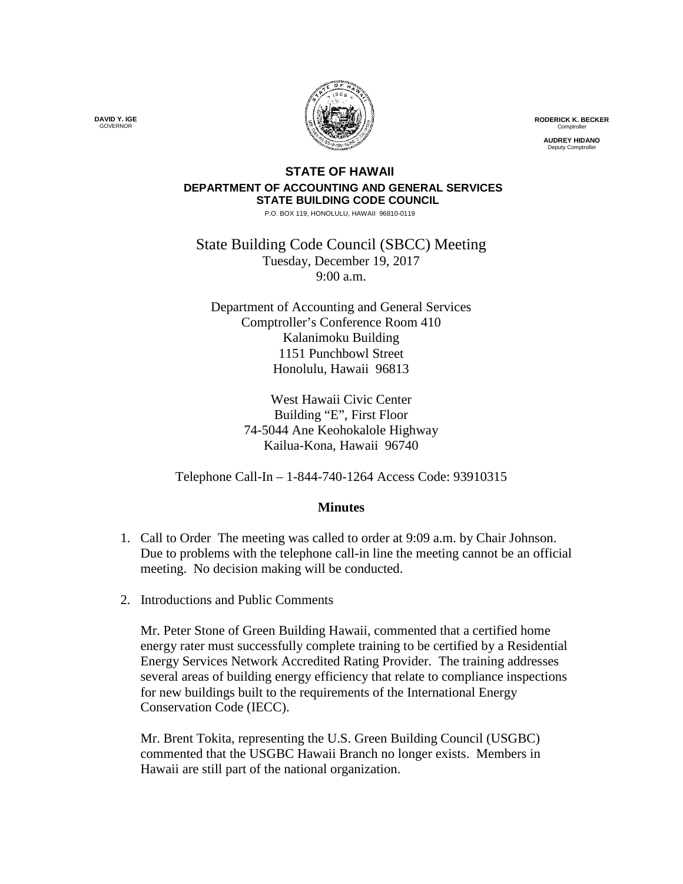**DAVID Y. IGE**
GOVERNOR

**RODERICK K. BECKER**
Comptroller

**AUDREY HIDANO**
Deputy Comptroller

**STATE OF HAWAII**
**DEPARTMENT OF ACCOUNTING AND GENERAL SERVICES**
**STATE BUILDING CODE COUNCIL**
P.O. BOX 119, HONOLULU, HAWAII 96810-0119

State Building Code Council (SBCC) Meeting
Tuesday, December 19, 2017
9:00 a.m.

Department of Accounting and General Services
Comptroller's Conference Room 410
Kalanimoku Building
1151 Punchbowl Street
Honolulu, Hawaii 96813

West Hawaii Civic Center
Building "E", First Floor
74-5044 Ane Keohokalole Highway
Kailua-Kona, Hawaii 96740

Telephone Call-In – 1-844-740-1264 Access Code: 93910315

## Minutes

1. Call to Order The meeting was called to order at 9:09 a.m. by Chair Johnson. Due to problems with the telephone call-in line the meeting cannot be an official meeting. No decision making will be conducted.

2. Introductions and Public Comments

   Mr. Peter Stone of Green Building Hawaii, commented that a certified home energy rater must successfully complete training to be certified by a Residential Energy Services Network Accredited Rating Provider. The training addresses several areas of building energy efficiency that relate to compliance inspections for new buildings built to the requirements of the International Energy Conservation Code (IECC).

   Mr. Brent Tokita, representing the U.S. Green Building Council (USGBC) commented that the USGBC Hawaii Branch no longer exists. Members in Hawaii are still part of the national organization.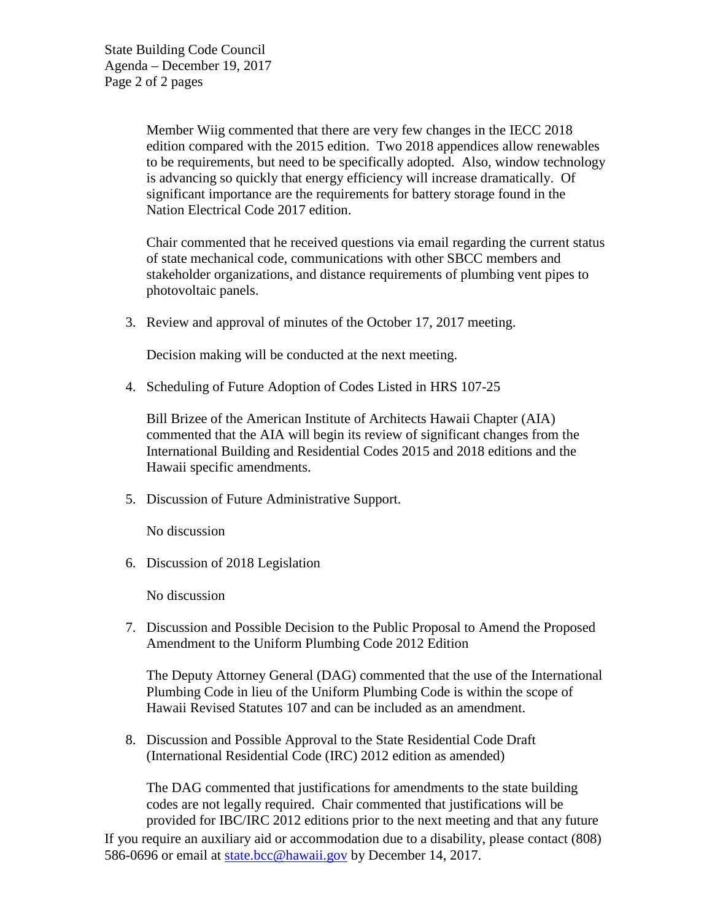Member Wiig commented that there are very few changes in the IECC 2018 edition compared with the 2015 edition. Two 2018 appendices allow renewables to be requirements, but need to be specifically adopted. Also, window technology is advancing so quickly that energy efficiency will increase dramatically. Of significant importance are the requirements for battery storage found in the Nation Electrical Code 2017 edition.

Chair commented that he received questions via email regarding the current status of state mechanical code, communications with other SBCC members and stakeholder organizations, and distance requirements of plumbing vent pipes to photovoltaic panels.

3. Review and approval of minutes of the October 17, 2017 meeting.

   Decision making will be conducted at the next meeting.

4. Scheduling of Future Adoption of Codes Listed in HRS 107-25

   Bill Brizee of the American Institute of Architects Hawaii Chapter (AIA) commented that the AIA will begin its review of significant changes from the International Building and Residential Codes 2015 and 2018 editions and the Hawaii specific amendments.

5. Discussion of Future Administrative Support.

   No discussion

6. Discussion of 2018 Legislation

   No discussion

7. Discussion and Possible Decision to the Public Proposal to Amend the Proposed Amendment to the Uniform Plumbing Code 2012 Edition

   The Deputy Attorney General (DAG) commented that the use of the International Plumbing Code in lieu of the Uniform Plumbing Code is within the scope of Hawaii Revised Statutes 107 and can be included as an amendment.

8. Discussion and Possible Approval to the State Residential Code Draft (International Residential Code (IRC) 2012 edition as amended)

   The DAG commented that justifications for amendments to the state building codes are not legally required. Chair commented that justifications will be provided for IBC/IRC 2012 editions prior to the next meeting and that any future

If you require an auxiliary aid or accommodation due to a disability, please contact (808) 586-0696 or email at state.bcc@hawaii.gov by December 14, 2017.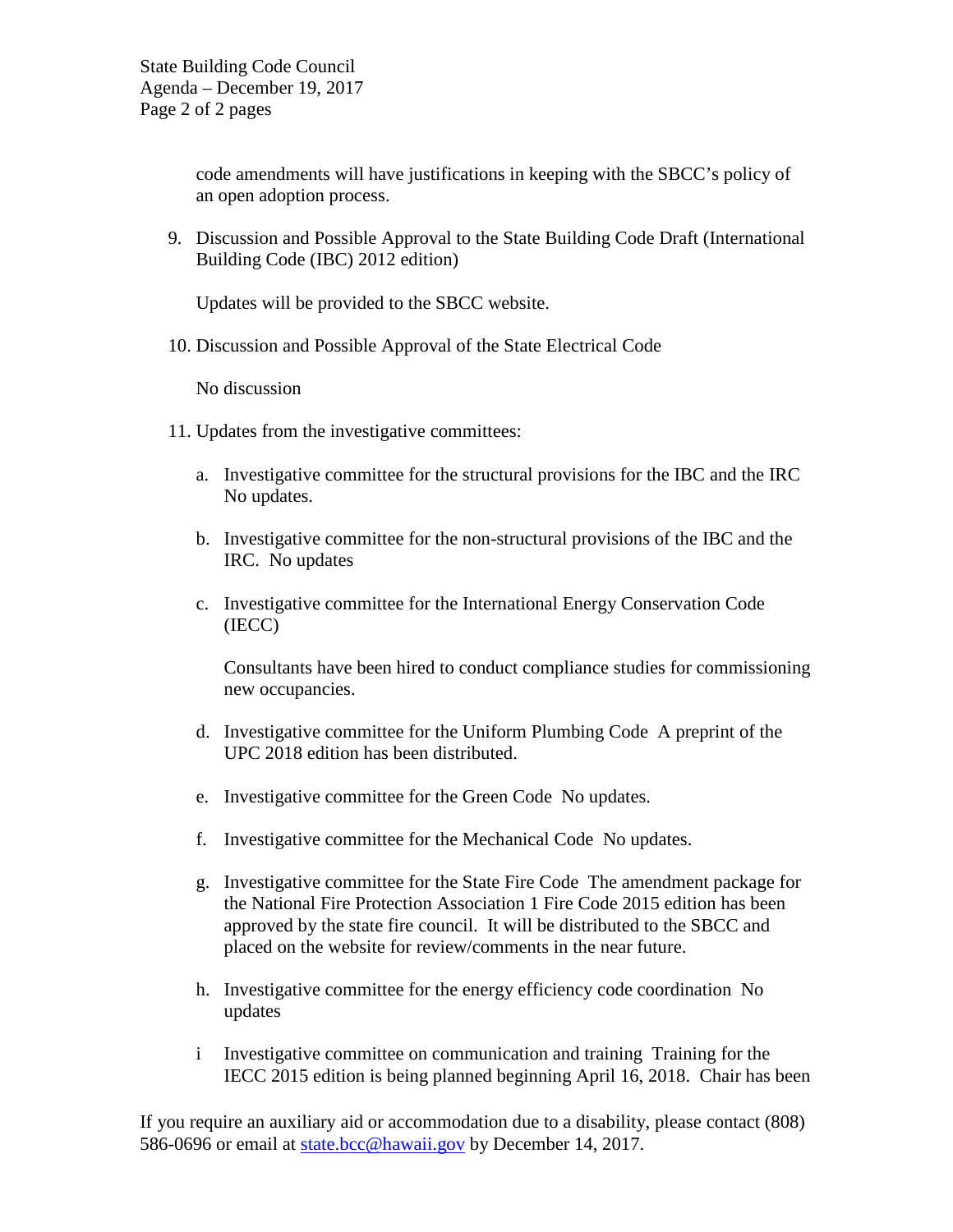code amendments will have justifications in keeping with the SBCC's policy of an open adoption process.

9. Discussion and Possible Approval to the State Building Code Draft (International Building Code (IBC) 2012 edition)

   Updates will be provided to the SBCC website.

10. Discussion and Possible Approval of the State Electrical Code

    No discussion

11. Updates from the investigative committees:

    a. Investigative committee for the structural provisions for the IBC and the IRC No updates.

    b. Investigative committee for the non-structural provisions of the IBC and the IRC. No updates

    c. Investigative committee for the International Energy Conservation Code (IECC)

       Consultants have been hired to conduct compliance studies for commissioning new occupancies.

    d. Investigative committee for the Uniform Plumbing Code A preprint of the UPC 2018 edition has been distributed.

    e. Investigative committee for the Green Code No updates.

    f. Investigative committee for the Mechanical Code No updates.

    g. Investigative committee for the State Fire Code The amendment package for the National Fire Protection Association 1 Fire Code 2015 edition has been approved by the state fire council. It will be distributed to the SBCC and placed on the website for review/comments in the near future.

    h. Investigative committee for the energy efficiency code coordination No updates

    i Investigative committee on communication and training Training for the IECC 2015 edition is being planned beginning April 16, 2018. Chair has been

If you require an auxiliary aid or accommodation due to a disability, please contact (808) 586-0696 or email at state.bcc@hawaii.gov by December 14, 2017.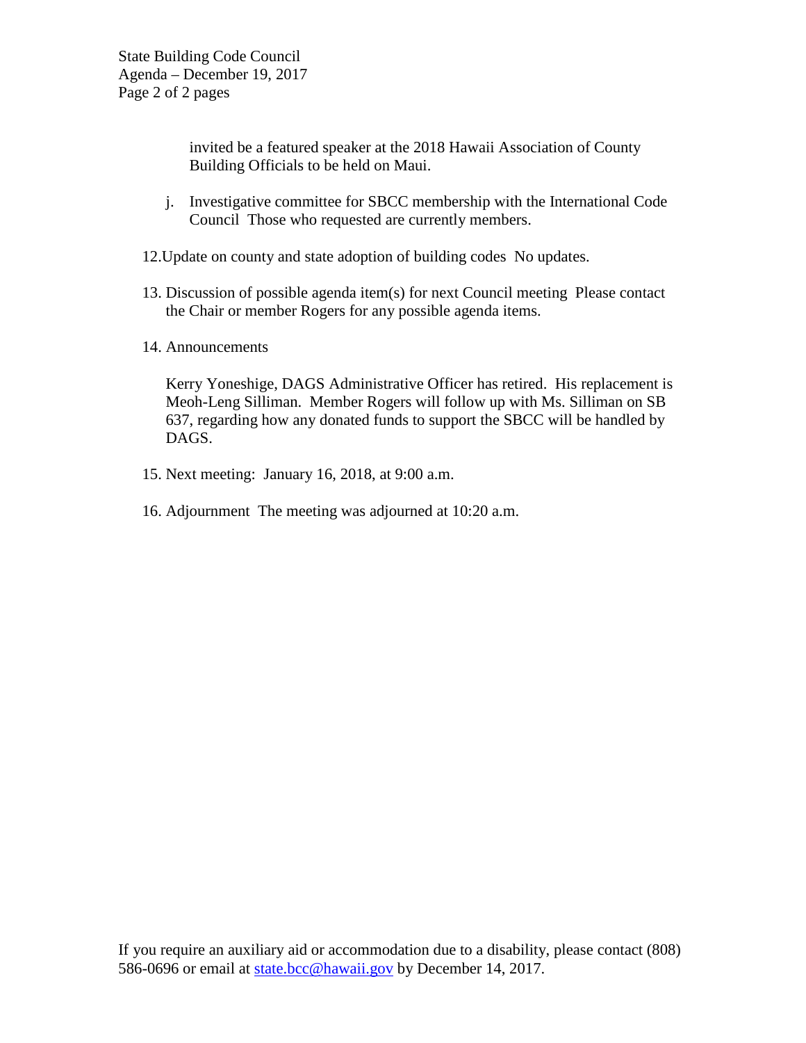invited be a featured speaker at the 2018 Hawaii Association of County Building Officials to be held on Maui.

j. Investigative committee for SBCC membership with the International Code Council Those who requested are currently members.

12. Update on county and state adoption of building codes No updates.

13. Discussion of possible agenda item(s) for next Council meeting Please contact the Chair or member Rogers for any possible agenda items.

14. Announcements

    Kerry Yoneshige, DAGS Administrative Officer has retired. His replacement is Meoh-Leng Silliman. Member Rogers will follow up with Ms. Silliman on SB 637, regarding how any donated funds to support the SBCC will be handled by DAGS.

15. Next meeting: January 16, 2018, at 9:00 a.m.

16. Adjournment The meeting was adjourned at 10:20 a.m.

If you require an auxiliary aid or accommodation due to a disability, please contact (808) 586-0696 or email at state.bcc@hawaii.gov by December 14, 2017.